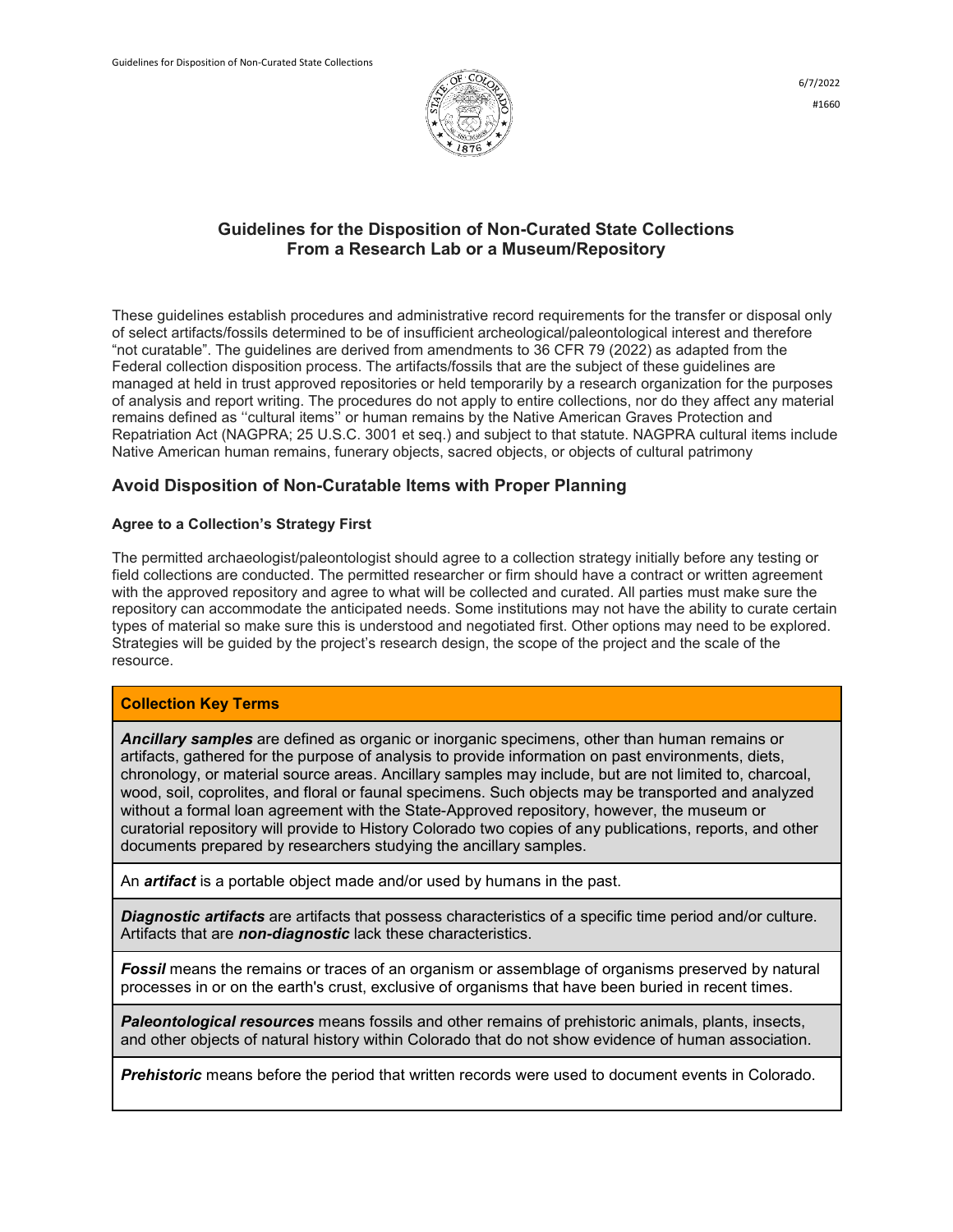6/7/2022

#1660

# Guidelines for the Disposition of Non-Curated State Collections From a Research Lab or a Museum/Repository

These guidelines establish procedures and administrative record requirements for the transfer or disposal only of select artifacts/fossils determined to be of insufficient archeological/paleontological interest and therefore "not curatable". The guidelines are derived from amendments to 36 CFR 79 (2022) as adapted from the Federal collection disposition process. The artifacts/fossils that are the subject of these guidelines are managed at held in trust approved repositories or held temporarily by a research organization for the purposes of analysis and report writing. The procedures do not apply to entire collections, nor do they affect any material remains defined as ''cultural items'' or human remains by the Native American Graves Protection and Repatriation Act (NAGPRA; 25 U.S.C. 3001 et seq.) and subject to that statute. NAGPRA cultural items include Native American human remains, funerary objects, sacred objects, or objects of cultural patrimony

## Avoid Disposition of Non-Curatable Items with Proper Planning

### Agree to a Collection's Strategy First

The permitted archaeologist/paleontologist should agree to a collection strategy initially before any testing or field collections are conducted. The permitted researcher or firm should have a contract or written agreement with the approved repository and agree to what will be collected and curated. All parties must make sure the repository can accommodate the anticipated needs. Some institutions may not have the ability to curate certain types of material so make sure this is understood and negotiated first. Other options may need to be explored. Strategies will be guided by the project's research design, the scope of the project and the scale of the resource.

| Collection Key Terms |
| --- |
| ***Ancillary samples*** are defined as organic or inorganic specimens, other than human remains or artifacts, gathered for the purpose of analysis to provide information on past environments, diets, chronology, or material source areas. Ancillary samples may include, but are not limited to, charcoal, wood, soil, coprolites, and floral or faunal specimens. Such objects may be transported and analyzed without a formal loan agreement with the State-Approved repository, however, the museum or curatorial repository will provide to History Colorado two copies of any publications, reports, and other documents prepared by researchers studying the ancillary samples. |
| An ***artifact*** is a portable object made and/or used by humans in the past. |
| ***Diagnostic artifacts*** are artifacts that possess characteristics of a specific time period and/or culture. Artifacts that are ***non-diagnostic*** lack these characteristics. |
| ***Fossil*** means the remains or traces of an organism or assemblage of organisms preserved by natural processes in or on the earth's crust, exclusive of organisms that have been buried in recent times. |
| ***Paleontological resources*** means fossils and other remains of prehistoric animals, plants, insects, and other objects of natural history within Colorado that do not show evidence of human association. |
| ***Prehistoric*** means before the period that written records were used to document events in Colorado. |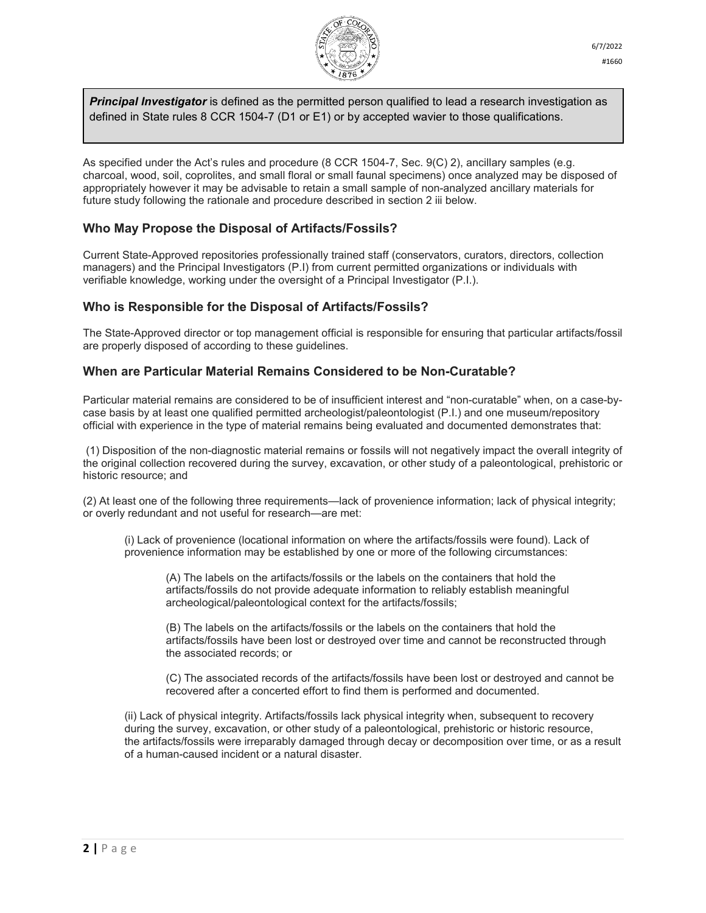***Principal Investigator*** is defined as the permitted person qualified to lead a research investigation as defined in State rules 8 CCR 1504-7 (D1 or E1) or by accepted wavier to those qualifications.

As specified under the Act's rules and procedure (8 CCR 1504-7, Sec. 9(C) 2), ancillary samples (e.g. charcoal, wood, soil, coprolites, and small floral or small faunal specimens) once analyzed may be disposed of appropriately however it may be advisable to retain a small sample of non-analyzed ancillary materials for future study following the rationale and procedure described in section 2 iii below.

## Who May Propose the Disposal of Artifacts/Fossils?

Current State-Approved repositories professionally trained staff (conservators, curators, directors, collection managers) and the Principal Investigators (P.I) from current permitted organizations or individuals with verifiable knowledge, working under the oversight of a Principal Investigator (P.I.).

## Who is Responsible for the Disposal of Artifacts/Fossils?

The State-Approved director or top management official is responsible for ensuring that particular artifacts/fossil are properly disposed of according to these guidelines.

## When are Particular Material Remains Considered to be Non-Curatable?

Particular material remains are considered to be of insufficient interest and "non-curatable" when, on a case-by-case basis by at least one qualified permitted archeologist/paleontologist (P.I.) and one museum/repository official with experience in the type of material remains being evaluated and documented demonstrates that:

(1) Disposition of the non-diagnostic material remains or fossils will not negatively impact the overall integrity of the original collection recovered during the survey, excavation, or other study of a paleontological, prehistoric or historic resource; and

(2) At least one of the following three requirements—lack of provenience information; lack of physical integrity; or overly redundant and not useful for research—are met:

(i) Lack of provenience (locational information on where the artifacts/fossils were found). Lack of provenience information may be established by one or more of the following circumstances:

(A) The labels on the artifacts/fossils or the labels on the containers that hold the artifacts/fossils do not provide adequate information to reliably establish meaningful archeological/paleontological context for the artifacts/fossils;

(B) The labels on the artifacts/fossils or the labels on the containers that hold the artifacts/fossils have been lost or destroyed over time and cannot be reconstructed through the associated records; or

(C) The associated records of the artifacts/fossils have been lost or destroyed and cannot be recovered after a concerted effort to find them is performed and documented.

(ii) Lack of physical integrity. Artifacts/fossils lack physical integrity when, subsequent to recovery during the survey, excavation, or other study of a paleontological, prehistoric or historic resource, the artifacts/fossils were irreparably damaged through decay or decomposition over time, or as a result of a human-caused incident or a natural disaster.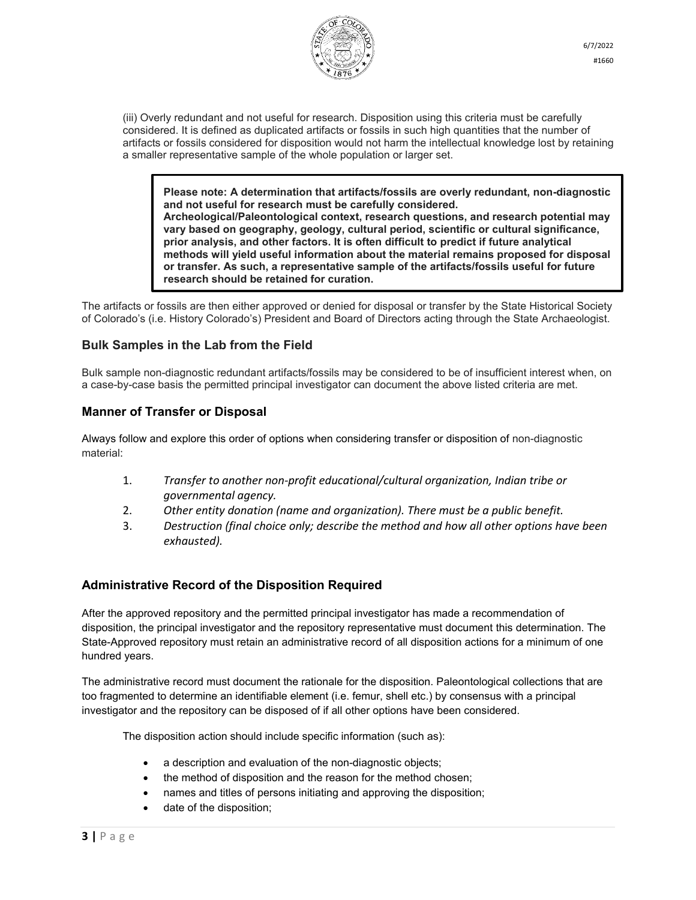(iii) Overly redundant and not useful for research. Disposition using this criteria must be carefully considered. It is defined as duplicated artifacts or fossils in such high quantities that the number of artifacts or fossils considered for disposition would not harm the intellectual knowledge lost by retaining a smaller representative sample of the whole population or larger set.

> **Please note: A determination that artifacts/fossils are overly redundant, non-diagnostic and not useful for research must be carefully considered. Archeological/Paleontological context, research questions, and research potential may vary based on geography, geology, cultural period, scientific or cultural significance, prior analysis, and other factors. It is often difficult to predict if future analytical methods will yield useful information about the material remains proposed for disposal or transfer. As such, a representative sample of the artifacts/fossils useful for future research should be retained for curation.**

The artifacts or fossils are then either approved or denied for disposal or transfer by the State Historical Society of Colorado's (i.e. History Colorado's) President and Board of Directors acting through the State Archaeologist.

## Bulk Samples in the Lab from the Field

Bulk sample non-diagnostic redundant artifacts/fossils may be considered to be of insufficient interest when, on a case-by-case basis the permitted principal investigator can document the above listed criteria are met.

## Manner of Transfer or Disposal

Always follow and explore this order of options when considering transfer or disposition of non-diagnostic material:

1. *Transfer to another non-profit educational/cultural organization, Indian tribe or governmental agency.*
2. *Other entity donation (name and organization). There must be a public benefit.*
3. *Destruction (final choice only; describe the method and how all other options have been exhausted).*

## Administrative Record of the Disposition Required

After the approved repository and the permitted principal investigator has made a recommendation of disposition, the principal investigator and the repository representative must document this determination. The State-Approved repository must retain an administrative record of all disposition actions for a minimum of one hundred years.

The administrative record must document the rationale for the disposition. Paleontological collections that are too fragmented to determine an identifiable element (i.e. femur, shell etc.) by consensus with a principal investigator and the repository can be disposed of if all other options have been considered.

The disposition action should include specific information (such as):

- a description and evaluation of the non-diagnostic objects;
- the method of disposition and the reason for the method chosen;
- names and titles of persons initiating and approving the disposition;
- date of the disposition;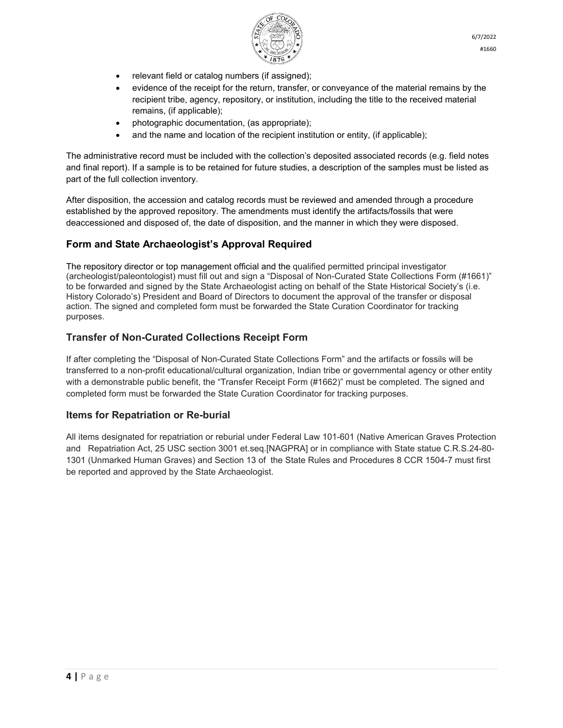- relevant field or catalog numbers (if assigned);
- evidence of the receipt for the return, transfer, or conveyance of the material remains by the recipient tribe, agency, repository, or institution, including the title to the received material remains, (if applicable);
- photographic documentation, (as appropriate);
- and the name and location of the recipient institution or entity, (if applicable);

The administrative record must be included with the collection's deposited associated records (e.g. field notes and final report). If a sample is to be retained for future studies, a description of the samples must be listed as part of the full collection inventory.

After disposition, the accession and catalog records must be reviewed and amended through a procedure established by the approved repository. The amendments must identify the artifacts/fossils that were deaccessioned and disposed of, the date of disposition, and the manner in which they were disposed.

## Form and State Archaeologist's Approval Required

The repository director or top management official and the qualified permitted principal investigator (archeologist/paleontologist) must fill out and sign a "Disposal of Non-Curated State Collections Form (#1661)" to be forwarded and signed by the State Archaeologist acting on behalf of the State Historical Society's (i.e. History Colorado's) President and Board of Directors to document the approval of the transfer or disposal action. The signed and completed form must be forwarded the State Curation Coordinator for tracking purposes.

## Transfer of Non-Curated Collections Receipt Form

If after completing the "Disposal of Non-Curated State Collections Form" and the artifacts or fossils will be transferred to a non-profit educational/cultural organization, Indian tribe or governmental agency or other entity with a demonstrable public benefit, the "Transfer Receipt Form (#1662)" must be completed. The signed and completed form must be forwarded the State Curation Coordinator for tracking purposes.

## Items for Repatriation or Re-burial

All items designated for repatriation or reburial under Federal Law 101-601 (Native American Graves Protection and Repatriation Act, 25 USC section 3001 et.seq.[NAGPRA] or in compliance with State statue C.R.S.24-80-1301 (Unmarked Human Graves) and Section 13 of the State Rules and Procedures 8 CCR 1504-7 must first be reported and approved by the State Archaeologist.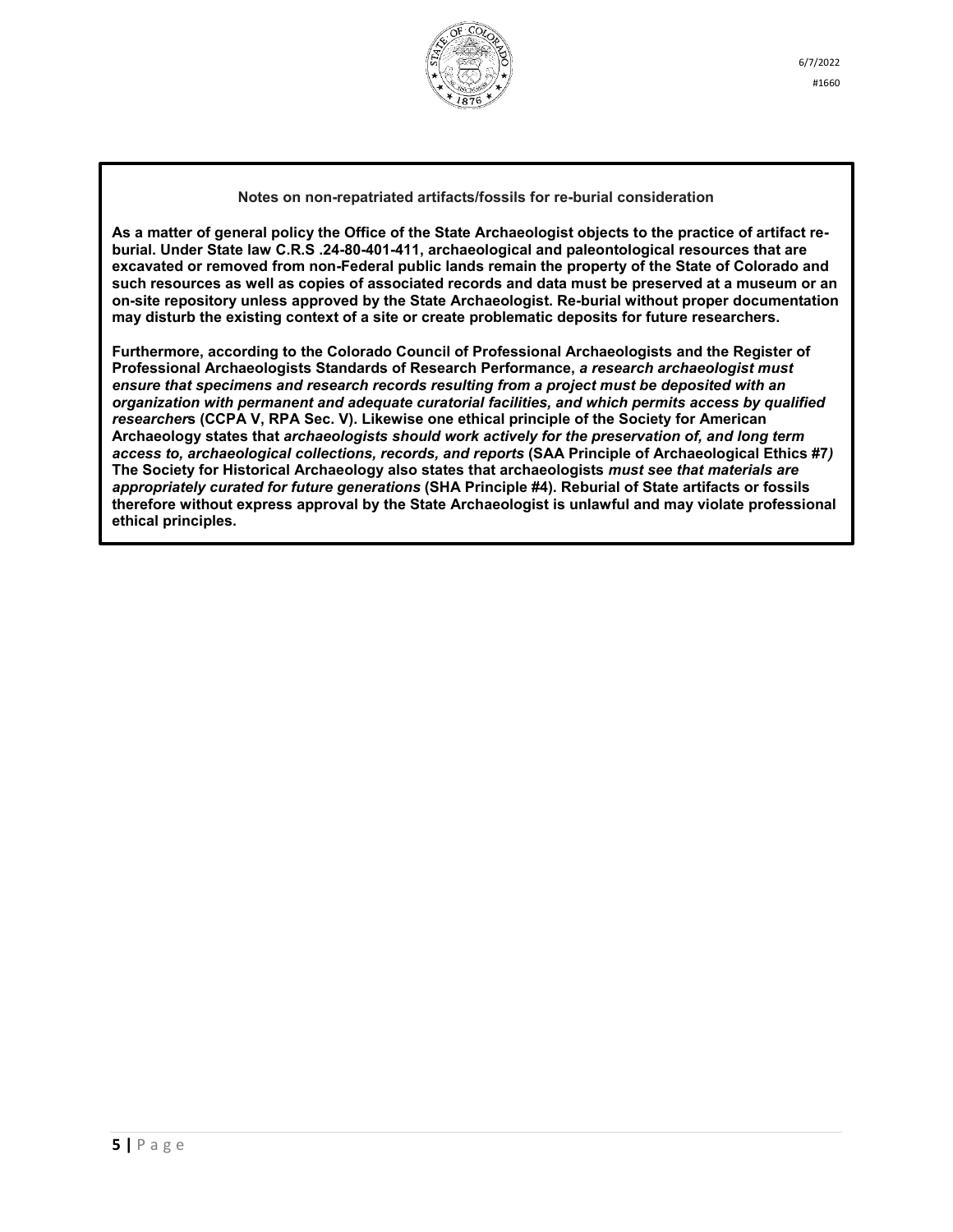**Notes on non-repatriated artifacts/fossils for re-burial consideration**

**As a matter of general policy the Office of the State Archaeologist objects to the practice of artifact re-burial. Under State law C.R.S .24-80-401-411, archaeological and paleontological resources that are excavated or removed from non-Federal public lands remain the property of the State of Colorado and such resources as well as copies of associated records and data must be preserved at a museum or an on-site repository unless approved by the State Archaeologist. Re-burial without proper documentation may disturb the existing context of a site or create problematic deposits for future researchers.**

**Furthermore, according to the Colorado Council of Professional Archaeologists and the Register of Professional Archaeologists Standards of Research Performance, *a research archaeologist must ensure that specimens and research records resulting from a project must be deposited with an organization with permanent and adequate curatorial facilities, and which permits access by qualified researcher*s (CCPA V, RPA Sec. V). Likewise one ethical principle of the Society for American Archaeology states that *archaeologists should work actively for the preservation of, and long term access to, archaeological collections, records, and reports* (SAA Principle of Archaeological Ethics #7*)* The Society for Historical Archaeology also states that archaeologists *must see that materials are appropriately curated for future generations* (SHA Principle #4). Reburial of State artifacts or fossils therefore without express approval by the State Archaeologist is unlawful and may violate professional ethical principles.**